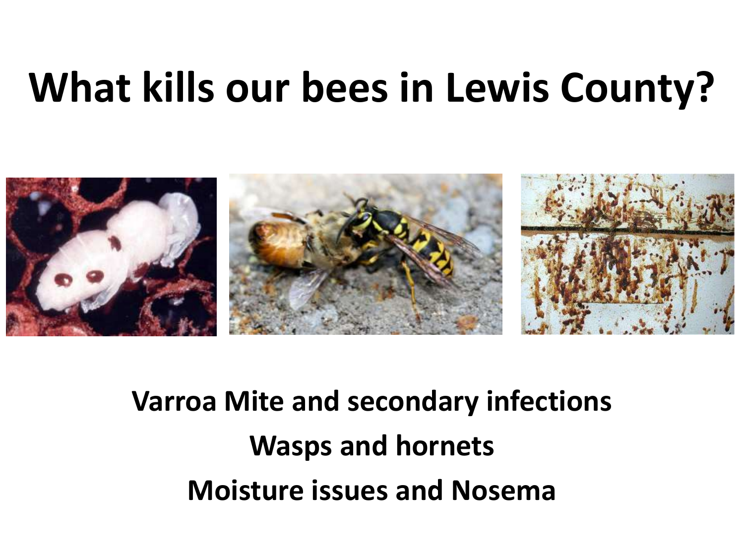# What kills our bees in Lewis County?

**Varroa Mite and secondary infections**

**Wasps and hornets**

**Moisture issues and Nosema**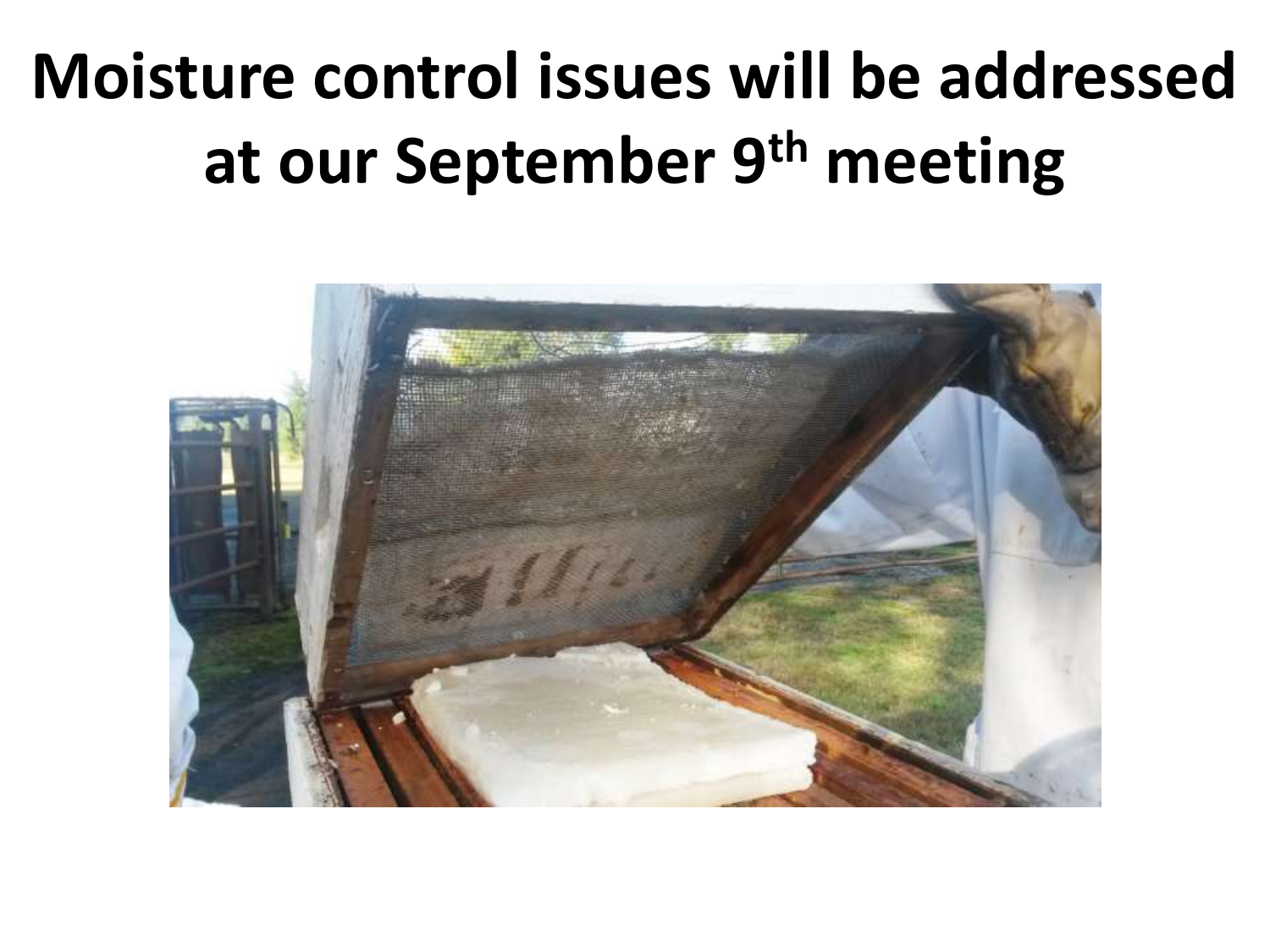# Moisture control issues will be addressed at our September 9th meeting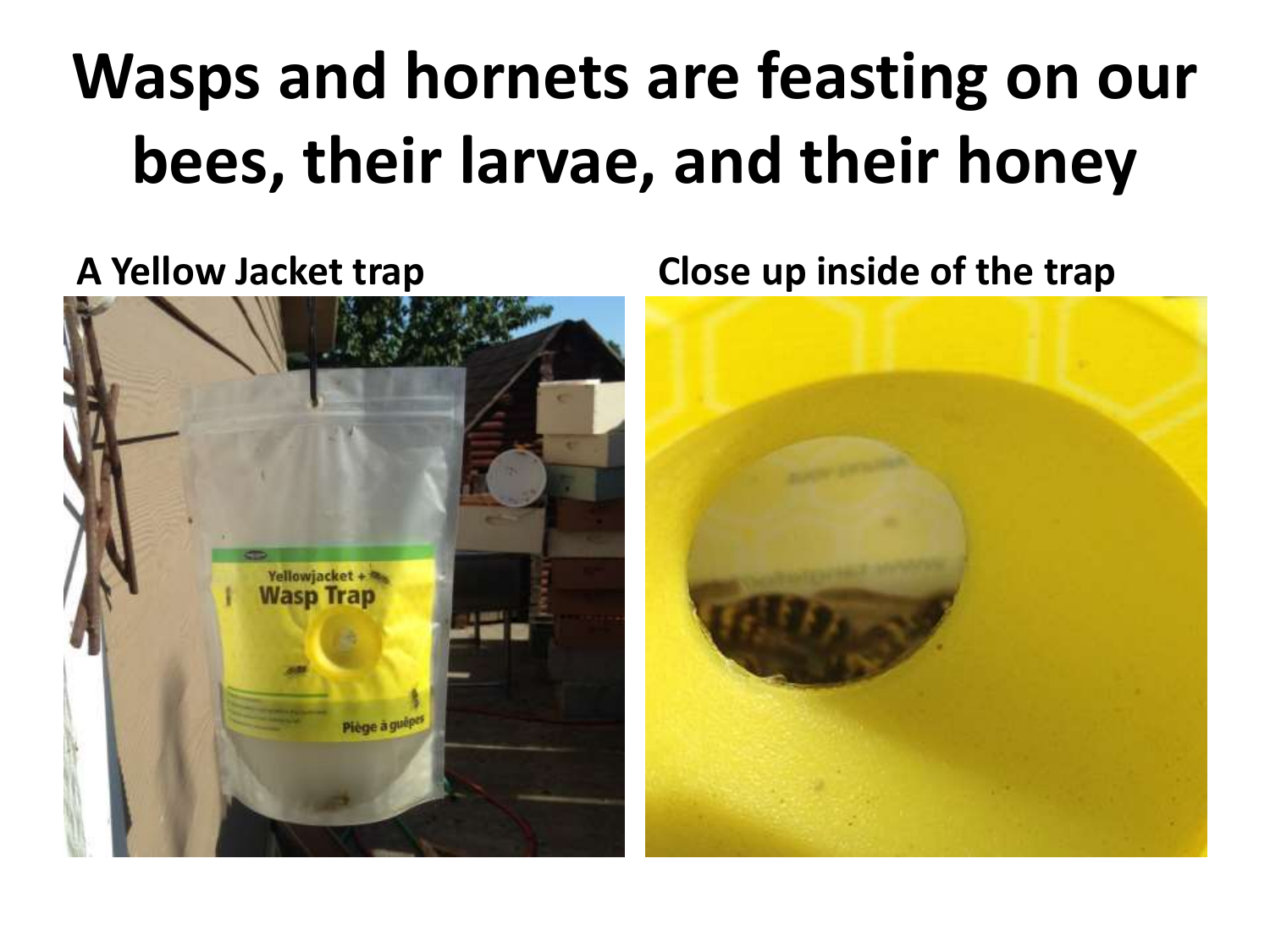# Wasps and hornets are feasting on our bees, their larvae, and their honey

**A Yellow Jacket trap**

**Close up inside of the trap**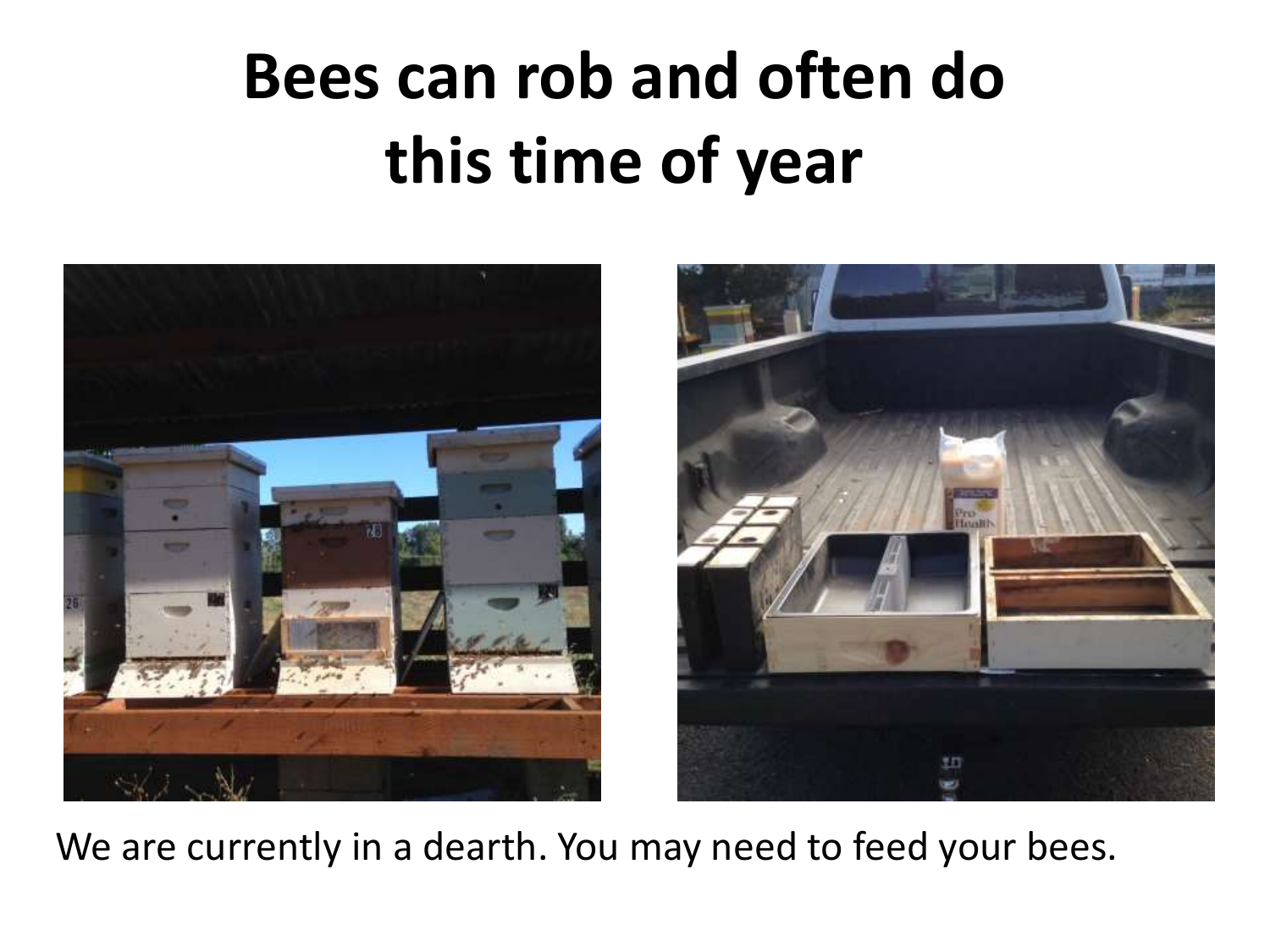# Bees can rob and often do this time of year

We are currently in a dearth. You may need to feed your bees.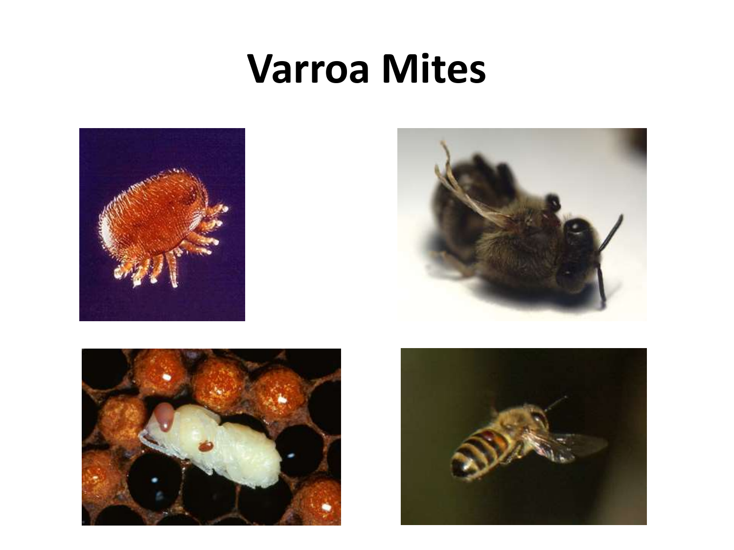# Varroa Mites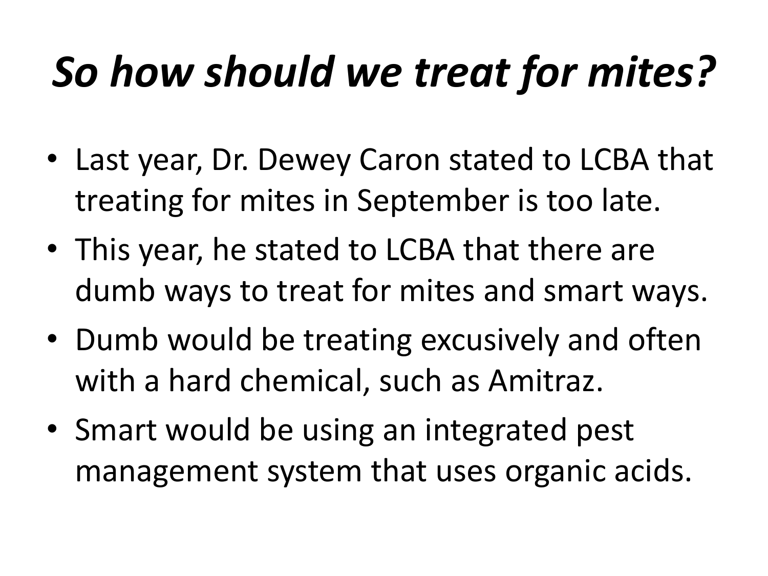# *So how should we treat for mites?*

- Last year, Dr. Dewey Caron stated to LCBA that treating for mites in September is too late.
- This year, he stated to LCBA that there are dumb ways to treat for mites and smart ways.
- Dumb would be treating excusively and often with a hard chemical, such as Amitraz.
- Smart would be using an integrated pest management system that uses organic acids.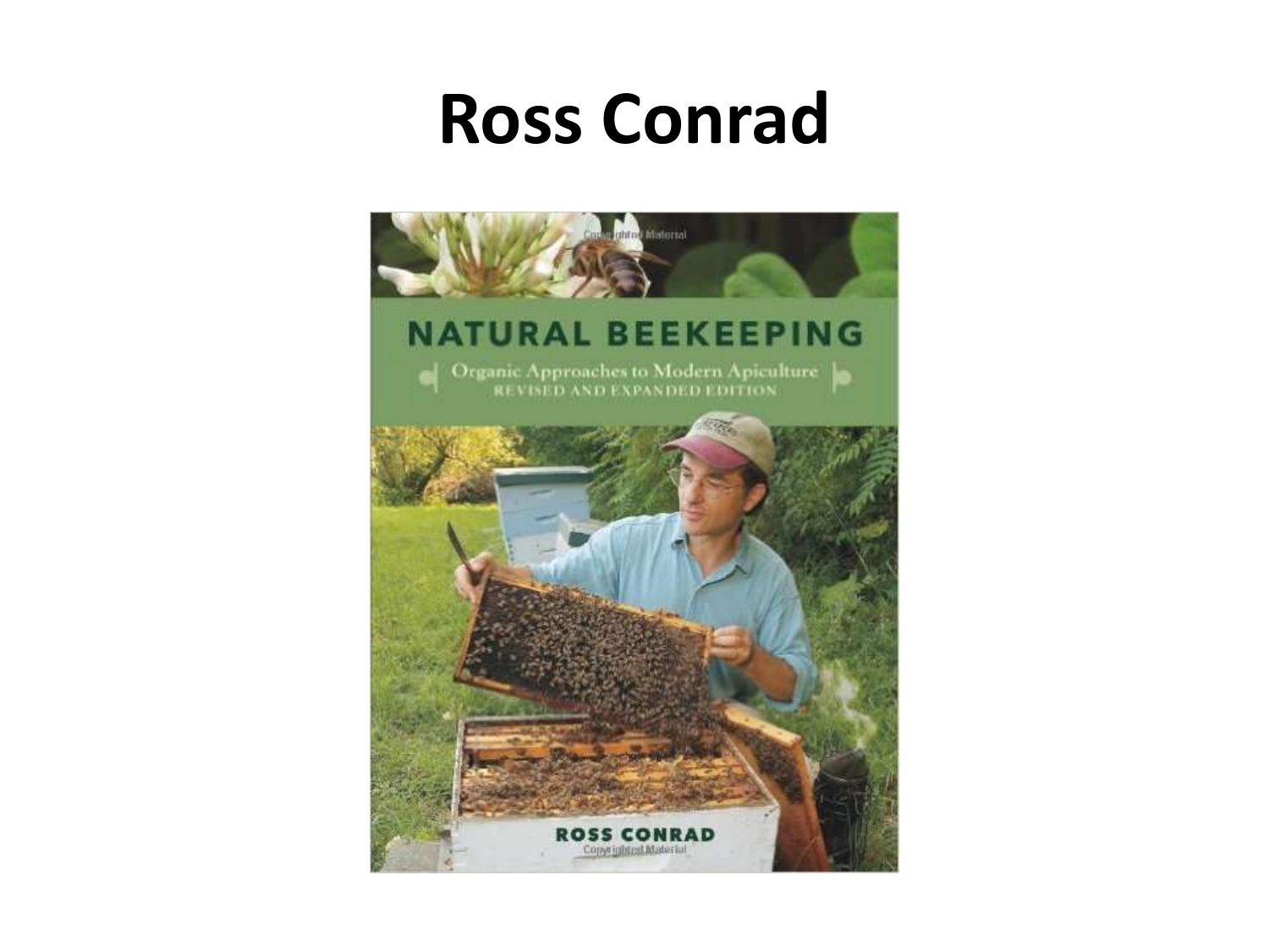# Ross Conrad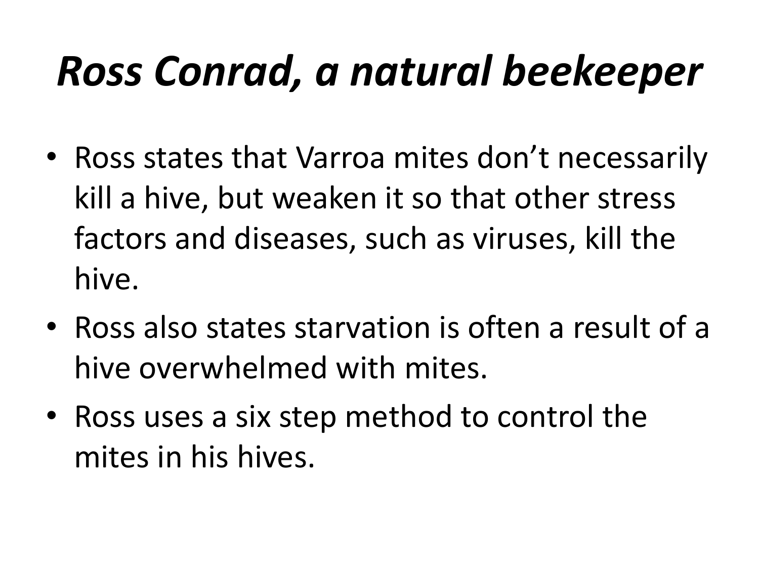# *Ross Conrad, a natural beekeeper*

- Ross states that Varroa mites don't necessarily kill a hive, but weaken it so that other stress factors and diseases, such as viruses, kill the hive.
- Ross also states starvation is often a result of a hive overwhelmed with mites.
- Ross uses a six step method to control the mites in his hives.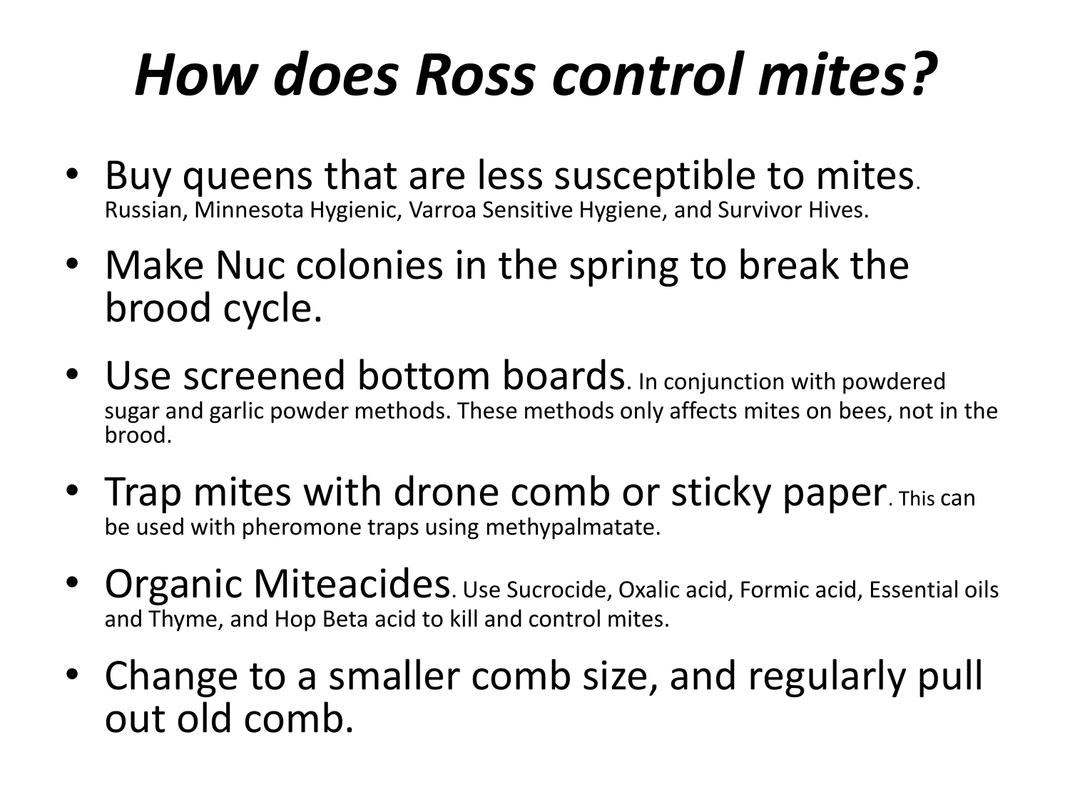# *How does Ross control mites?*

- Buy queens that are less susceptible to mites. Russian, Minnesota Hygienic, Varroa Sensitive Hygiene, and Survivor Hives.
- Make Nuc colonies in the spring to break the brood cycle.
- Use screened bottom boards. In conjunction with powdered sugar and garlic powder methods. These methods only affects mites on bees, not in the brood.
- Trap mites with drone comb or sticky paper. This can be used with pheromone traps using methypalmatate.
- Organic Miteacides. Use Sucrocide, Oxalic acid, Formic acid, Essential oils and Thyme, and Hop Beta acid to kill and control mites.
- Change to a smaller comb size, and regularly pull out old comb.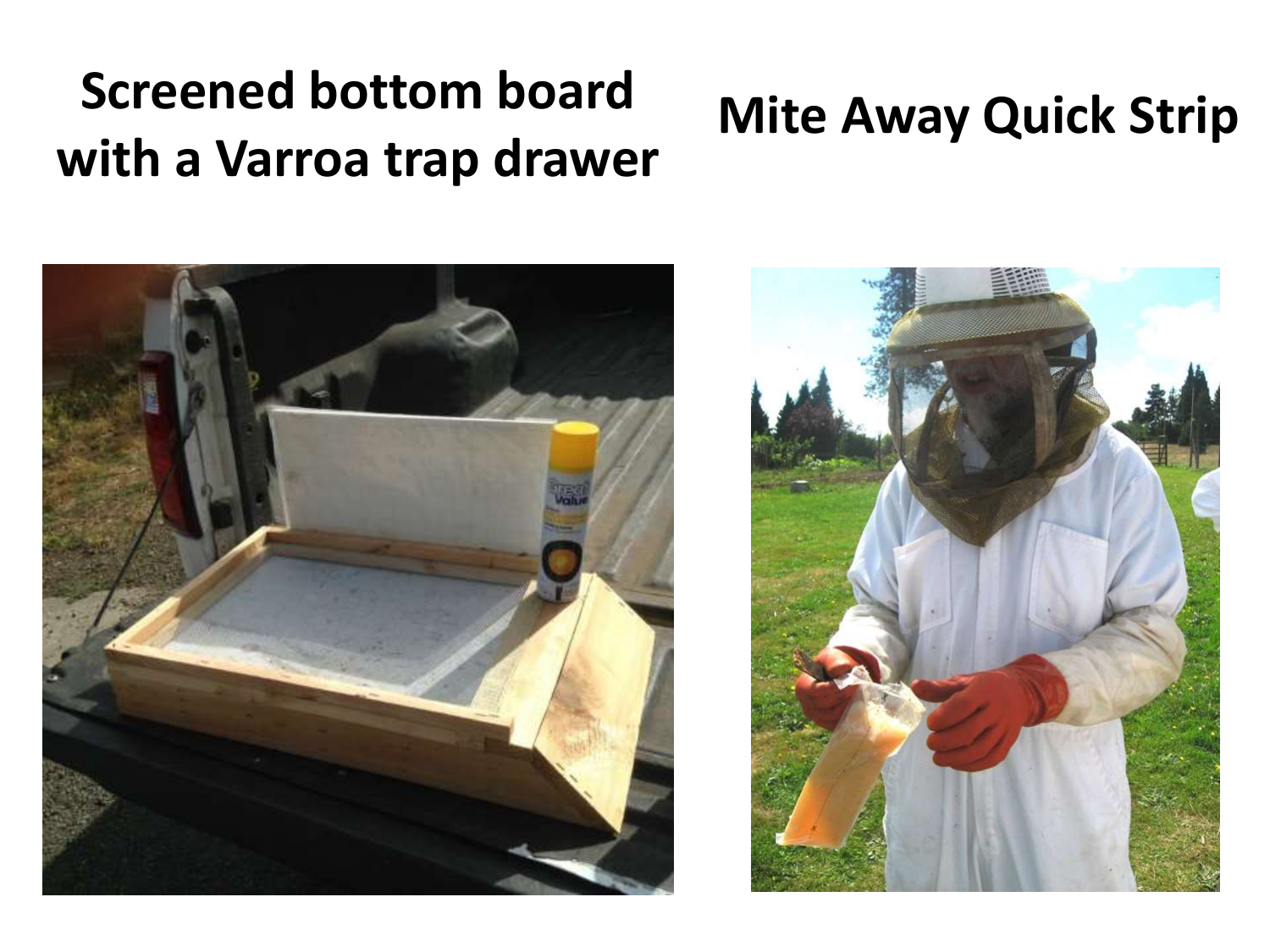**Screened bottom board with a Varroa trap drawer**

**Mite Away Quick Strip**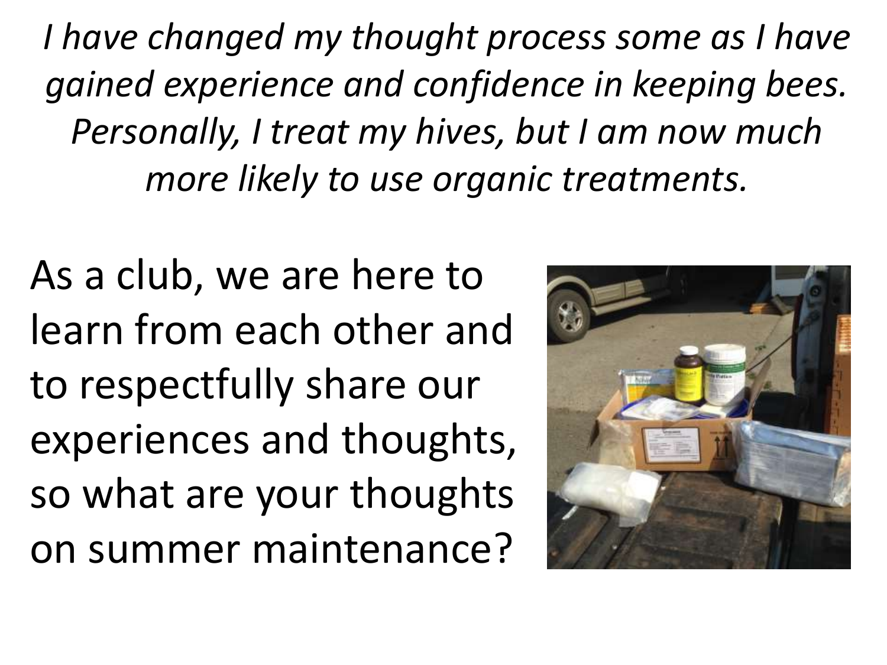*I have changed my thought process some as I have gained experience and confidence in keeping bees. Personally, I treat my hives, but I am now much more likely to use organic treatments.*

As a club, we are here to learn from each other and to respectfully share our experiences and thoughts, so what are your thoughts on summer maintenance?